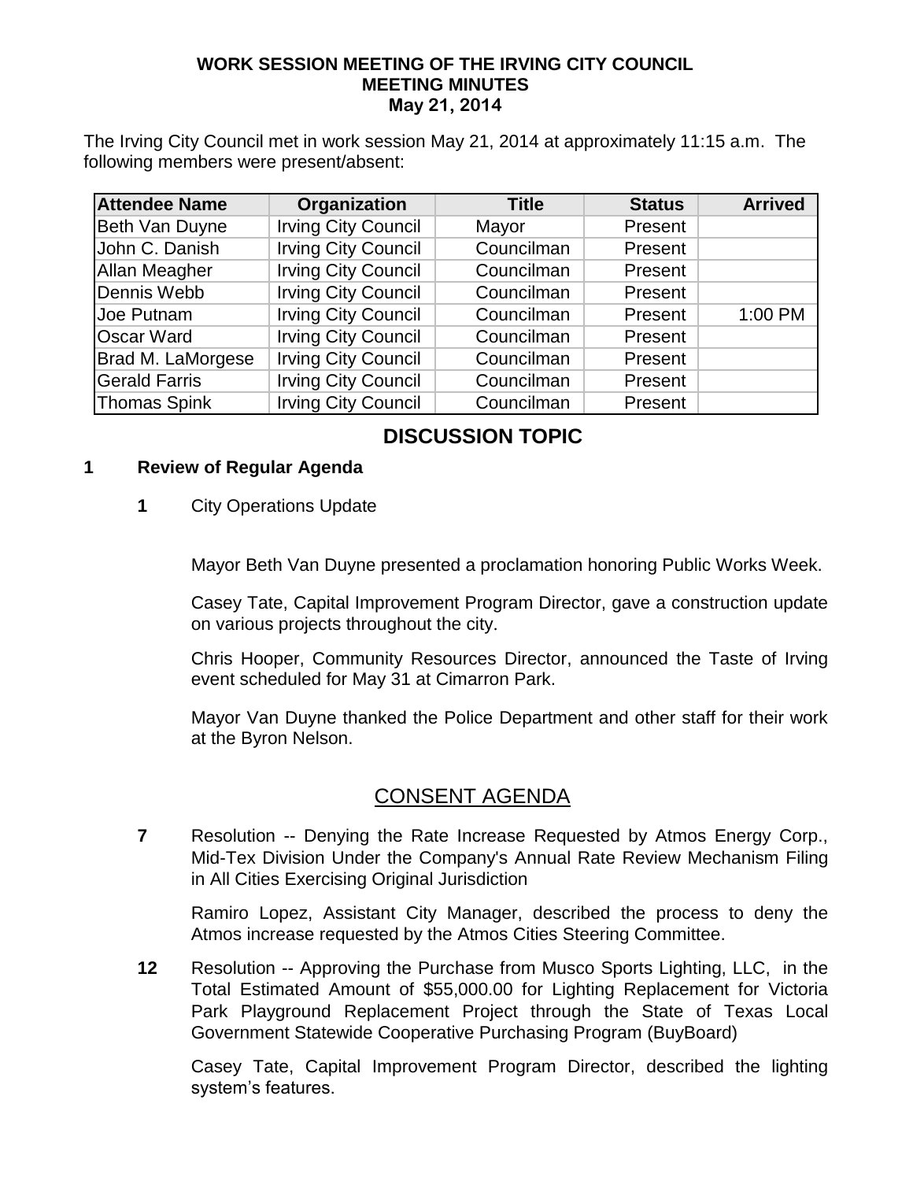**WORK SESSION MEETING OF THE IRVING CITY COUNCIL**
**MEETING MINUTES**
**May 21, 2014**

The Irving City Council met in work session May 21, 2014 at approximately 11:15 a.m. The following members were present/absent:

| Attendee Name | Organization | Title | Status | Arrived |
| --- | --- | --- | --- | --- |
| Beth Van Duyne | Irving City Council | Mayor | Present | |
| John C. Danish | Irving City Council | Councilman | Present | |
| Allan Meagher | Irving City Council | Councilman | Present | |
| Dennis Webb | Irving City Council | Councilman | Present | |
| Joe Putnam | Irving City Council | Councilman | Present | 1:00 PM |
| Oscar Ward | Irving City Council | Councilman | Present | |
| Brad M. LaMorgese | Irving City Council | Councilman | Present | |
| Gerald Farris | Irving City Council | Councilman | Present | |
| Thomas Spink | Irving City Council | Councilman | Present | |

## DISCUSSION TOPIC

**1 Review of Regular Agenda**

**1** City Operations Update

Mayor Beth Van Duyne presented a proclamation honoring Public Works Week.

Casey Tate, Capital Improvement Program Director, gave a construction update on various projects throughout the city.

Chris Hooper, Community Resources Director, announced the Taste of Irving event scheduled for May 31 at Cimarron Park.

Mayor Van Duyne thanked the Police Department and other staff for their work at the Byron Nelson.

## CONSENT AGENDA

**7** Resolution -- Denying the Rate Increase Requested by Atmos Energy Corp., Mid-Tex Division Under the Company's Annual Rate Review Mechanism Filing in All Cities Exercising Original Jurisdiction

Ramiro Lopez, Assistant City Manager, described the process to deny the Atmos increase requested by the Atmos Cities Steering Committee.

**12** Resolution -- Approving the Purchase from Musco Sports Lighting, LLC, in the Total Estimated Amount of $55,000.00 for Lighting Replacement for Victoria Park Playground Replacement Project through the State of Texas Local Government Statewide Cooperative Purchasing Program (BuyBoard)

Casey Tate, Capital Improvement Program Director, described the lighting system's features.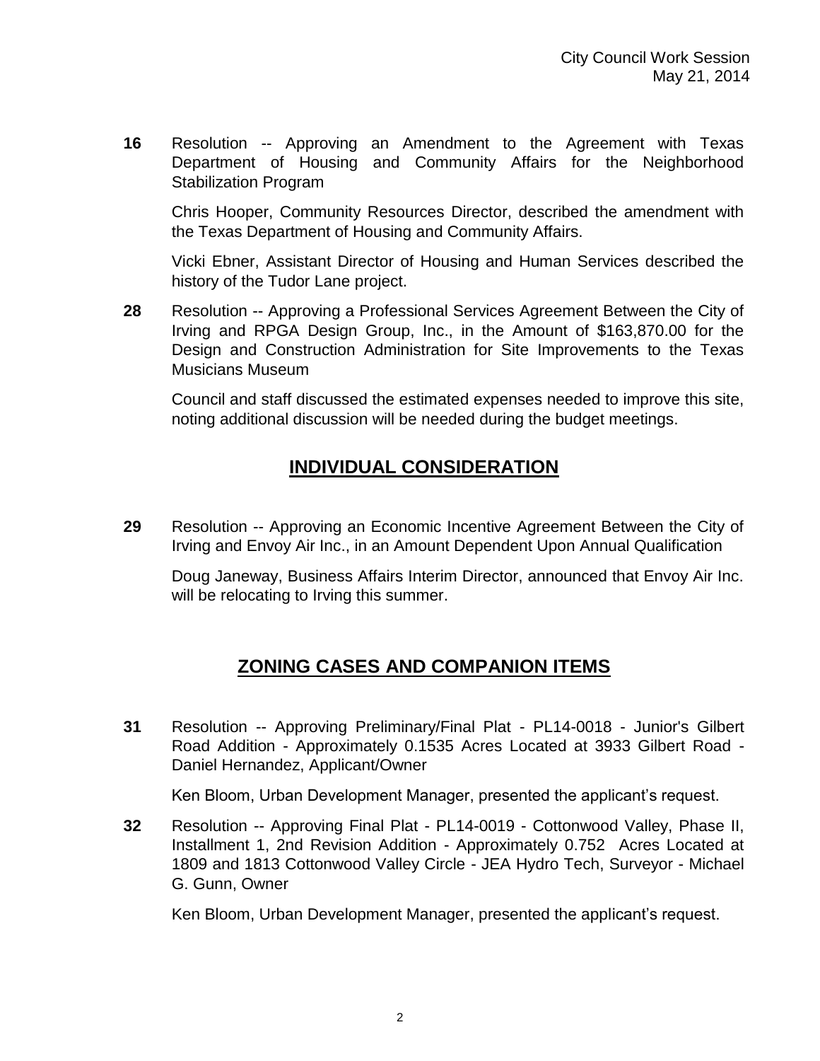**16** Resolution -- Approving an Amendment to the Agreement with Texas Department of Housing and Community Affairs for the Neighborhood Stabilization Program

Chris Hooper, Community Resources Director, described the amendment with the Texas Department of Housing and Community Affairs.

Vicki Ebner, Assistant Director of Housing and Human Services described the history of the Tudor Lane project.

**28** Resolution -- Approving a Professional Services Agreement Between the City of Irving and RPGA Design Group, Inc., in the Amount of $163,870.00 for the Design and Construction Administration for Site Improvements to the Texas Musicians Museum

Council and staff discussed the estimated expenses needed to improve this site, noting additional discussion will be needed during the budget meetings.

## INDIVIDUAL CONSIDERATION

**29** Resolution -- Approving an Economic Incentive Agreement Between the City of Irving and Envoy Air Inc., in an Amount Dependent Upon Annual Qualification

Doug Janeway, Business Affairs Interim Director, announced that Envoy Air Inc. will be relocating to Irving this summer.

## ZONING CASES AND COMPANION ITEMS

**31** Resolution -- Approving Preliminary/Final Plat - PL14-0018 - Junior's Gilbert Road Addition - Approximately 0.1535 Acres Located at 3933 Gilbert Road - Daniel Hernandez, Applicant/Owner

Ken Bloom, Urban Development Manager, presented the applicant's request.

**32** Resolution -- Approving Final Plat - PL14-0019 - Cottonwood Valley, Phase II, Installment 1, 2nd Revision Addition - Approximately 0.752 Acres Located at 1809 and 1813 Cottonwood Valley Circle - JEA Hydro Tech, Surveyor - Michael G. Gunn, Owner

Ken Bloom, Urban Development Manager, presented the applicant's request.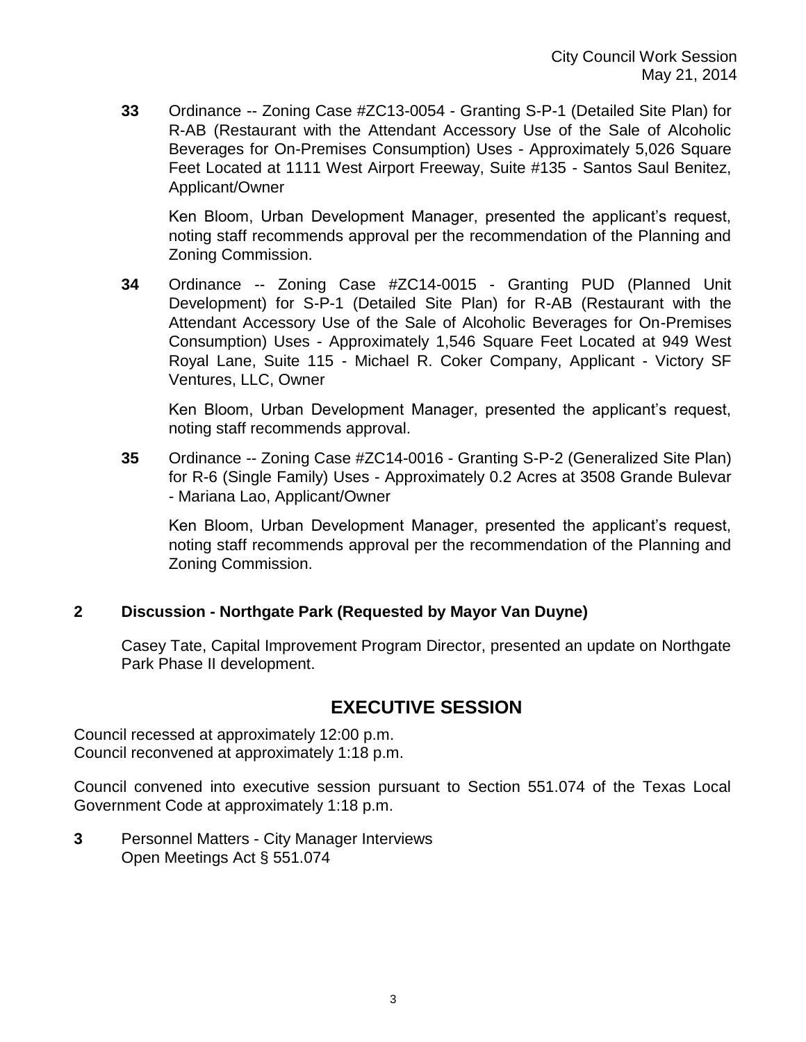**33** Ordinance -- Zoning Case #ZC13-0054 - Granting S-P-1 (Detailed Site Plan) for R-AB (Restaurant with the Attendant Accessory Use of the Sale of Alcoholic Beverages for On-Premises Consumption) Uses - Approximately 5,026 Square Feet Located at 1111 West Airport Freeway, Suite #135 - Santos Saul Benitez, Applicant/Owner

Ken Bloom, Urban Development Manager, presented the applicant's request, noting staff recommends approval per the recommendation of the Planning and Zoning Commission.

**34** Ordinance -- Zoning Case #ZC14-0015 - Granting PUD (Planned Unit Development) for S-P-1 (Detailed Site Plan) for R-AB (Restaurant with the Attendant Accessory Use of the Sale of Alcoholic Beverages for On-Premises Consumption) Uses - Approximately 1,546 Square Feet Located at 949 West Royal Lane, Suite 115 - Michael R. Coker Company, Applicant - Victory SF Ventures, LLC, Owner

Ken Bloom, Urban Development Manager, presented the applicant's request, noting staff recommends approval.

**35** Ordinance -- Zoning Case #ZC14-0016 - Granting S-P-2 (Generalized Site Plan) for R-6 (Single Family) Uses - Approximately 0.2 Acres at 3508 Grande Bulevar - Mariana Lao, Applicant/Owner

Ken Bloom, Urban Development Manager, presented the applicant's request, noting staff recommends approval per the recommendation of the Planning and Zoning Commission.

**2 Discussion - Northgate Park (Requested by Mayor Van Duyne)**

Casey Tate, Capital Improvement Program Director, presented an update on Northgate Park Phase II development.

## EXECUTIVE SESSION

Council recessed at approximately 12:00 p.m.
Council reconvened at approximately 1:18 p.m.

Council convened into executive session pursuant to Section 551.074 of the Texas Local Government Code at approximately 1:18 p.m.

**3** Personnel Matters - City Manager Interviews
Open Meetings Act § 551.074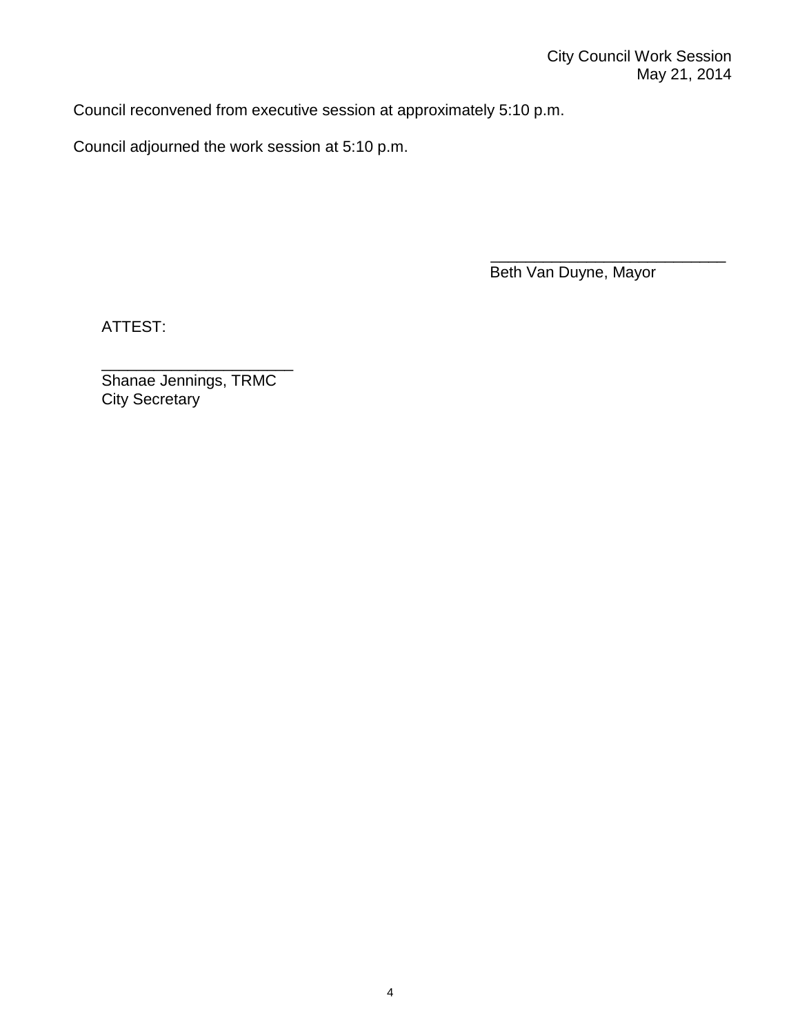Council reconvened from executive session at approximately 5:10 p.m.

Council adjourned the work session at 5:10 p.m.

\_\_\_\_\_\_\_\_\_\_\_\_\_\_\_\_\_\_\_\_\_\_\_\_\_\_\_\_
Beth Van Duyne, Mayor

ATTEST:

\_\_\_\_\_\_\_\_\_\_\_\_\_\_\_\_\_\_\_\_\_\_
Shanae Jennings, TRMC
City Secretary